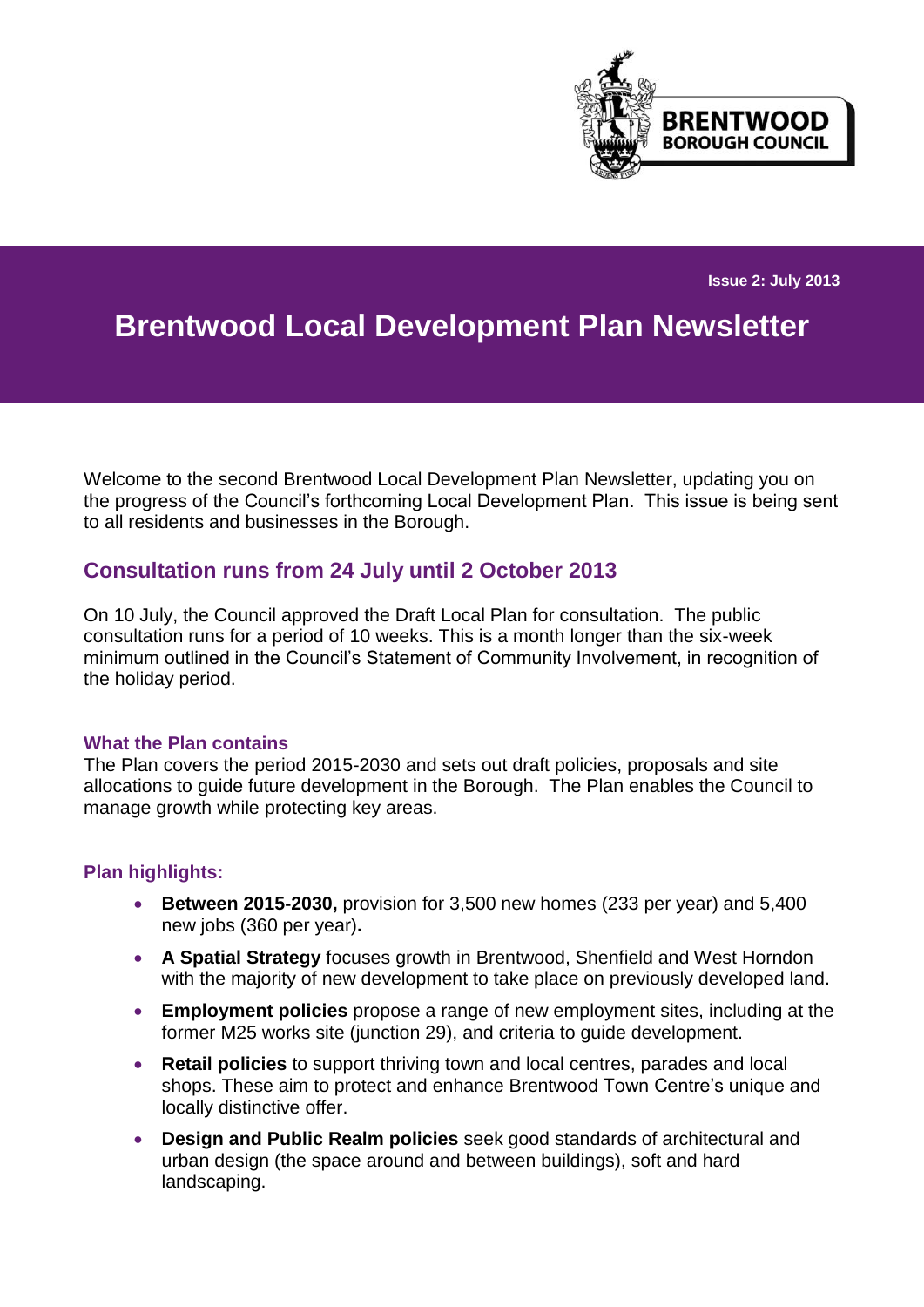BRENTWOOD BOROUGH COUNCIL

Issue 2: July 2013

# Brentwood Local Development Plan Newsletter

Welcome to the second Brentwood Local Development Plan Newsletter, updating you on the progress of the Council's forthcoming Local Development Plan. This issue is being sent to all residents and businesses in the Borough.

## Consultation runs from 24 July until 2 October 2013

On 10 July, the Council approved the Draft Local Plan for consultation. The public consultation runs for a period of 10 weeks. This is a month longer than the six-week minimum outlined in the Council's Statement of Community Involvement, in recognition of the holiday period.

### What the Plan contains

The Plan covers the period 2015-2030 and sets out draft policies, proposals and site allocations to guide future development in the Borough. The Plan enables the Council to manage growth while protecting key areas.

### Plan highlights:

- **Between 2015-2030,** provision for 3,500 new homes (233 per year) and 5,400 new jobs (360 per year)**.**
- **A Spatial Strategy** focuses growth in Brentwood, Shenfield and West Horndon with the majority of new development to take place on previously developed land.
- **Employment policies** propose a range of new employment sites, including at the former M25 works site (junction 29), and criteria to guide development.
- **Retail policies** to support thriving town and local centres, parades and local shops. These aim to protect and enhance Brentwood Town Centre's unique and locally distinctive offer.
- **Design and Public Realm policies** seek good standards of architectural and urban design (the space around and between buildings), soft and hard landscaping.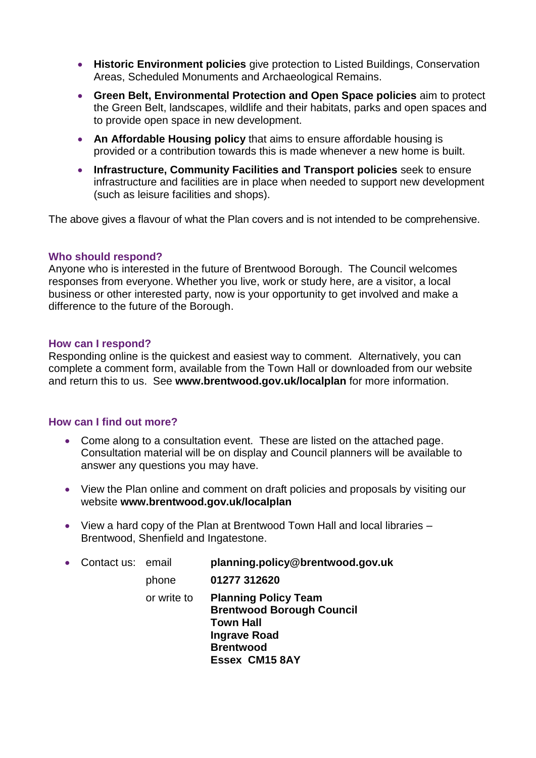- **Historic Environment policies** give protection to Listed Buildings, Conservation Areas, Scheduled Monuments and Archaeological Remains.
- **Green Belt, Environmental Protection and Open Space policies** aim to protect the Green Belt, landscapes, wildlife and their habitats, parks and open spaces and to provide open space in new development.
- **An Affordable Housing policy** that aims to ensure affordable housing is provided or a contribution towards this is made whenever a new home is built.
- **Infrastructure, Community Facilities and Transport policies** seek to ensure infrastructure and facilities are in place when needed to support new development (such as leisure facilities and shops).

The above gives a flavour of what the Plan covers and is not intended to be comprehensive.

### Who should respond?

Anyone who is interested in the future of Brentwood Borough. The Council welcomes responses from everyone. Whether you live, work or study here, are a visitor, a local business or other interested party, now is your opportunity to get involved and make a difference to the future of the Borough.

### How can I respond?

Responding online is the quickest and easiest way to comment. Alternatively, you can complete a comment form, available from the Town Hall or downloaded from our website and return this to us. See **www.brentwood.gov.uk/localplan** for more information.

### How can I find out more?

- Come along to a consultation event. These are listed on the attached page. Consultation material will be on display and Council planners will be available to answer any questions you may have.
- View the Plan online and comment on draft policies and proposals by visiting our website **www.brentwood.gov.uk/localplan**
- View a hard copy of the Plan at Brentwood Town Hall and local libraries – Brentwood, Shenfield and Ingatestone.
- Contact us:
  - email **planning.policy@brentwood.gov.uk**
  - phone **01277 312620**
  - or write to **Planning Policy Team**
    **Brentwood Borough Council**
    **Town Hall**
    **Ingrave Road**
    **Brentwood**
    **Essex CM15 8AY**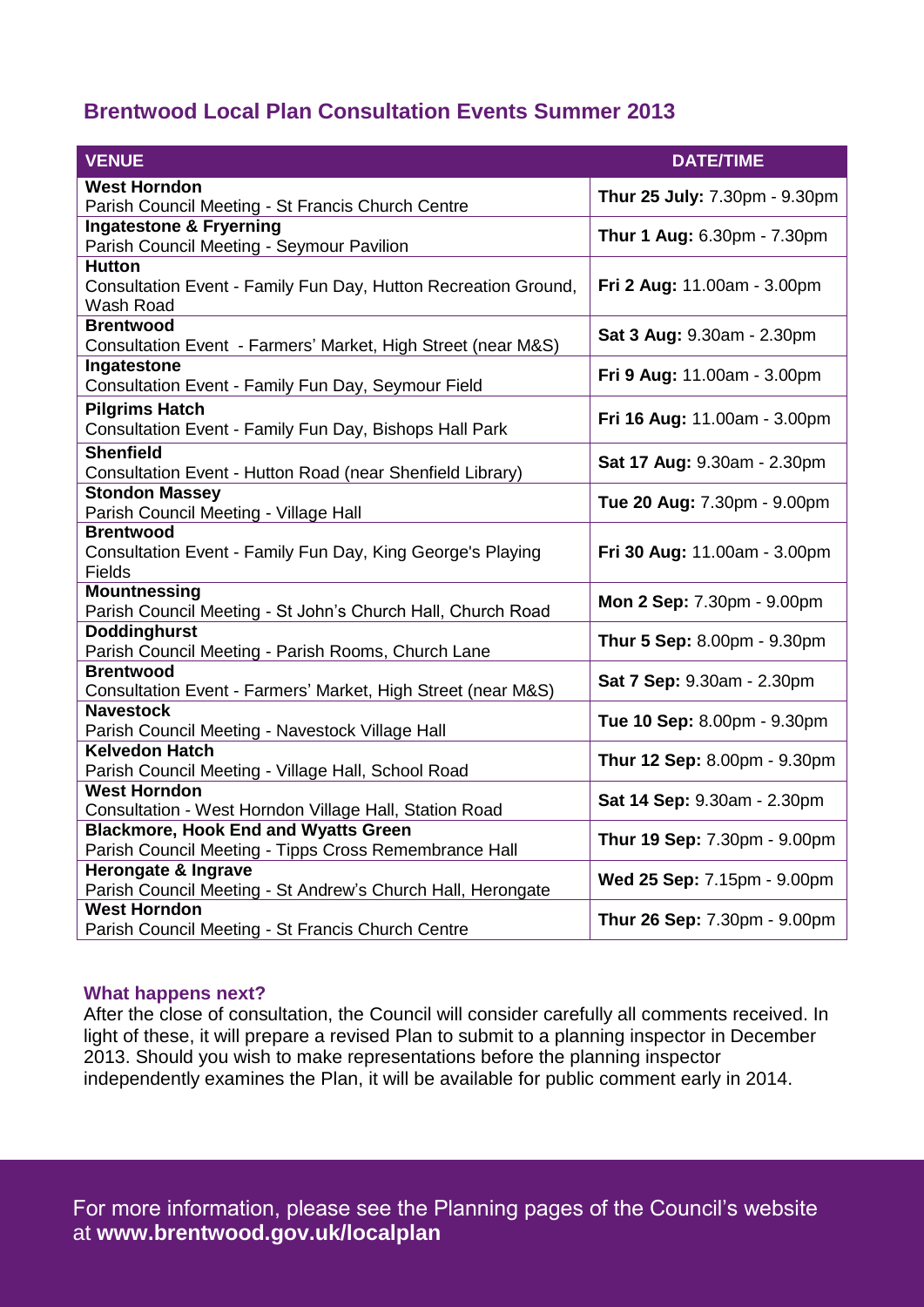## Brentwood Local Plan Consultation Events Summer 2013

| VENUE | DATE/TIME |
|---|---|
| **West Horndon**<br>Parish Council Meeting - St Francis Church Centre | **Thur 25 July:** 7.30pm - 9.30pm |
| **Ingatestone & Fryerning**<br>Parish Council Meeting - Seymour Pavilion | **Thur 1 Aug:** 6.30pm - 7.30pm |
| **Hutton**<br>Consultation Event - Family Fun Day, Hutton Recreation Ground, Wash Road | **Fri 2 Aug:** 11.00am - 3.00pm |
| **Brentwood**<br>Consultation Event - Farmers' Market, High Street (near M&S) | **Sat 3 Aug:** 9.30am - 2.30pm |
| **Ingatestone**<br>Consultation Event - Family Fun Day, Seymour Field | **Fri 9 Aug:** 11.00am - 3.00pm |
| **Pilgrims Hatch**<br>Consultation Event - Family Fun Day, Bishops Hall Park | **Fri 16 Aug:** 11.00am - 3.00pm |
| **Shenfield**<br>Consultation Event - Hutton Road (near Shenfield Library) | **Sat 17 Aug:** 9.30am - 2.30pm |
| **Stondon Massey**<br>Parish Council Meeting - Village Hall | **Tue 20 Aug:** 7.30pm - 9.00pm |
| **Brentwood**<br>Consultation Event - Family Fun Day, King George's Playing Fields | **Fri 30 Aug:** 11.00am - 3.00pm |
| **Mountnessing**<br>Parish Council Meeting - St John's Church Hall, Church Road | **Mon 2 Sep:** 7.30pm - 9.00pm |
| **Doddinghurst**<br>Parish Council Meeting - Parish Rooms, Church Lane | **Thur 5 Sep:** 8.00pm - 9.30pm |
| **Brentwood**<br>Consultation Event - Farmers' Market, High Street (near M&S) | **Sat 7 Sep:** 9.30am - 2.30pm |
| **Navestock**<br>Parish Council Meeting - Navestock Village Hall | **Tue 10 Sep:** 8.00pm - 9.30pm |
| **Kelvedon Hatch**<br>Parish Council Meeting - Village Hall, School Road | **Thur 12 Sep:** 8.00pm - 9.30pm |
| **West Horndon**<br>Consultation - West Horndon Village Hall, Station Road | **Sat 14 Sep:** 9.30am - 2.30pm |
| **Blackmore, Hook End and Wyatts Green**<br>Parish Council Meeting - Tipps Cross Remembrance Hall | **Thur 19 Sep:** 7.30pm - 9.00pm |
| **Herongate & Ingrave**<br>Parish Council Meeting - St Andrew's Church Hall, Herongate | **Wed 25 Sep:** 7.15pm - 9.00pm |
| **West Horndon**<br>Parish Council Meeting - St Francis Church Centre | **Thur 26 Sep:** 7.30pm - 9.00pm |

### What happens next?

After the close of consultation, the Council will consider carefully all comments received. In light of these, it will prepare a revised Plan to submit to a planning inspector in December 2013. Should you wish to make representations before the planning inspector independently examines the Plan, it will be available for public comment early in 2014.

For more information, please see the Planning pages of the Council's website at **www.brentwood.gov.uk/localplan**